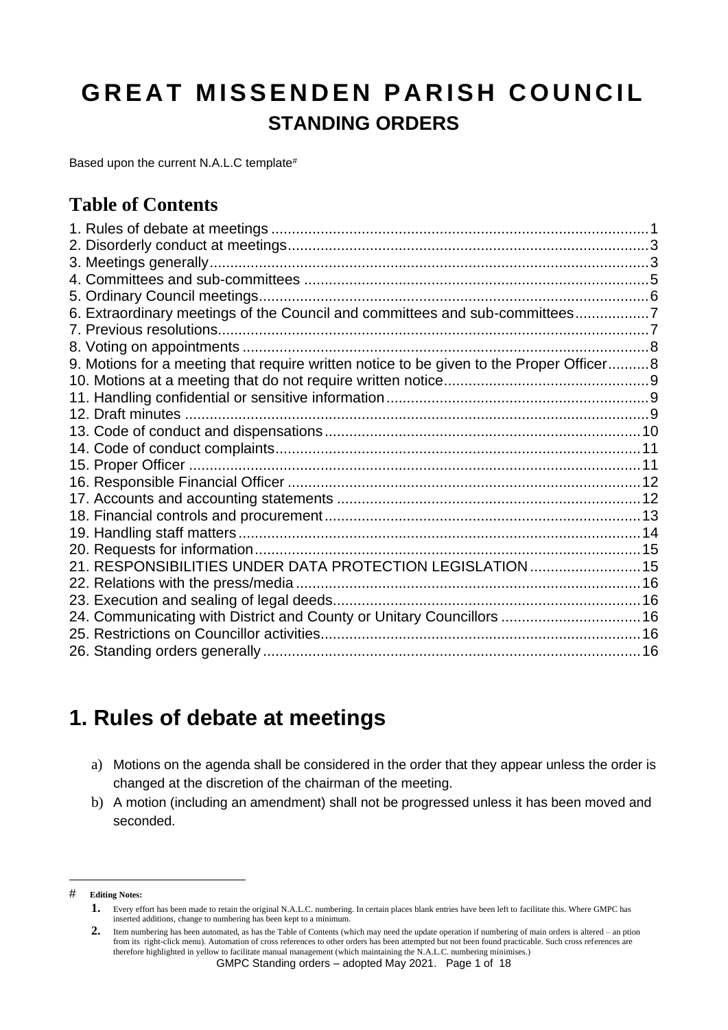# GREAT MISSENDEN PARISH COUNCIL

## STANDING ORDERS

Based upon the current N.A.L.C template[#]

## Table of Contents

1. Rules of debate at meetings ..... 1
2. Disorderly conduct at meetings ..... 3
3. Meetings generally ..... 3
4. Committees and sub-committees ..... 5
5. Ordinary Council meetings ..... 6
6. Extraordinary meetings of the Council and committees and sub-committees ..... 7
7. Previous resolutions ..... 7
8. Voting on appointments ..... 8
9. Motions for a meeting that require written notice to be given to the Proper Officer ..... 8
10. Motions at a meeting that do not require written notice ..... 9
11. Handling confidential or sensitive information ..... 9
12. Draft minutes ..... 9
13. Code of conduct and dispensations ..... 10
14. Code of conduct complaints ..... 11
15. Proper Officer ..... 11
16. Responsible Financial Officer ..... 12
17. Accounts and accounting statements ..... 12
18. Financial controls and procurement ..... 13
19. Handling staff matters ..... 14
20. Requests for information ..... 15
21. RESPONSIBILITIES UNDER DATA PROTECTION LEGISLATION ..... 15
22. Relations with the press/media ..... 16
23. Execution and sealing of legal deeds ..... 16
24. Communicating with District and County or Unitary Councillors ..... 16
25. Restrictions on Councillor activities ..... 16
26. Standing orders generally ..... 16

# 1. Rules of debate at meetings

a) Motions on the agenda shall be considered in the order that they appear unless the order is changed at the discretion of the chairman of the meeting.

b) A motion (including an amendment) shall not be progressed unless it has been moved and seconded.

---

[#] **Editing Notes:**

1. Every effort has been made to retain the original N.A.L.C. numbering. In certain places blank entries have been left to facilitate this. Where GMPC has inserted additions, change to numbering has been kept to a minimum.
2. Item numbering has been automated, as has the Table of Contents (which may need the update operation if numbering of main orders is altered – an ption from its right-click menu). Automation of cross references to other orders has been attempted but not been found practicable. Such cross references are therefore highlighted in yellow to facilitate manual management (which maintaining the N.A.L.C. numbering minimises.)

GMPC Standing orders – adopted May 2021.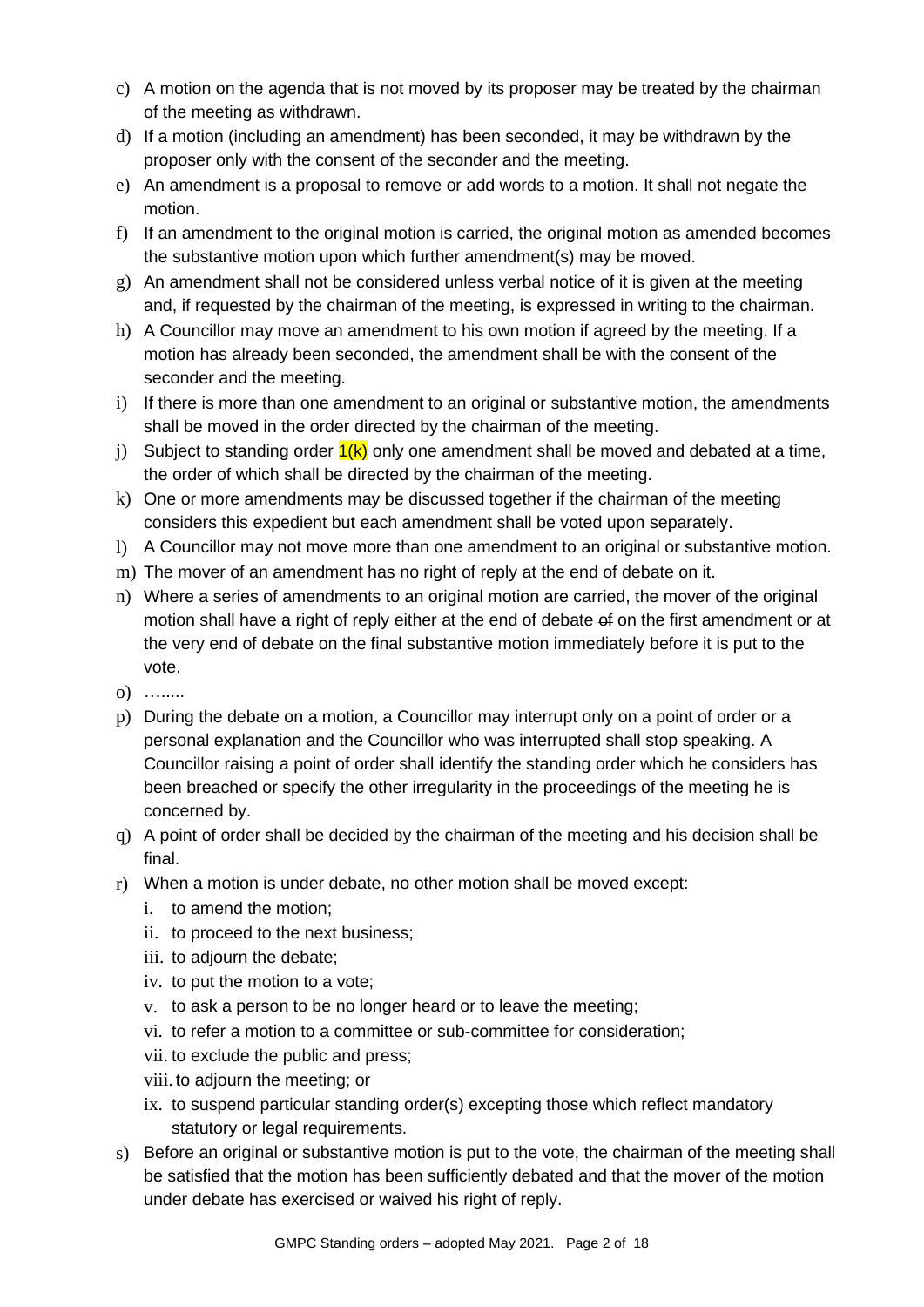c) A motion on the agenda that is not moved by its proposer may be treated by the chairman of the meeting as withdrawn.
d) If a motion (including an amendment) has been seconded, it may be withdrawn by the proposer only with the consent of the seconder and the meeting.
e) An amendment is a proposal to remove or add words to a motion. It shall not negate the motion.
f) If an amendment to the original motion is carried, the original motion as amended becomes the substantive motion upon which further amendment(s) may be moved.
g) An amendment shall not be considered unless verbal notice of it is given at the meeting and, if requested by the chairman of the meeting, is expressed in writing to the chairman.
h) A Councillor may move an amendment to his own motion if agreed by the meeting. If a motion has already been seconded, the amendment shall be with the consent of the seconder and the meeting.
i) If there is more than one amendment to an original or substantive motion, the amendments shall be moved in the order directed by the chairman of the meeting.
j) Subject to standing order 1(k) only one amendment shall be moved and debated at a time, the order of which shall be directed by the chairman of the meeting.
k) One or more amendments may be discussed together if the chairman of the meeting considers this expedient but each amendment shall be voted upon separately.
l) A Councillor may not move more than one amendment to an original or substantive motion.
m) The mover of an amendment has no right of reply at the end of debate on it.
n) Where a series of amendments to an original motion are carried, the mover of the original motion shall have a right of reply either at the end of debate ~~of~~ on the first amendment or at the very end of debate on the final substantive motion immediately before it is put to the vote.
o) ……..
p) During the debate on a motion, a Councillor may interrupt only on a point of order or a personal explanation and the Councillor who was interrupted shall stop speaking. A Councillor raising a point of order shall identify the standing order which he considers has been breached or specify the other irregularity in the proceedings of the meeting he is concerned by.
q) A point of order shall be decided by the chairman of the meeting and his decision shall be final.
r) When a motion is under debate, no other motion shall be moved except:
    i. to amend the motion;
    ii. to proceed to the next business;
    iii. to adjourn the debate;
    iv. to put the motion to a vote;
    v. to ask a person to be no longer heard or to leave the meeting;
    vi. to refer a motion to a committee or sub-committee for consideration;
    vii. to exclude the public and press;
    viii. to adjourn the meeting; or
    ix. to suspend particular standing order(s) excepting those which reflect mandatory statutory or legal requirements.
s) Before an original or substantive motion is put to the vote, the chairman of the meeting shall be satisfied that the motion has been sufficiently debated and that the mover of the motion under debate has exercised or waived his right of reply.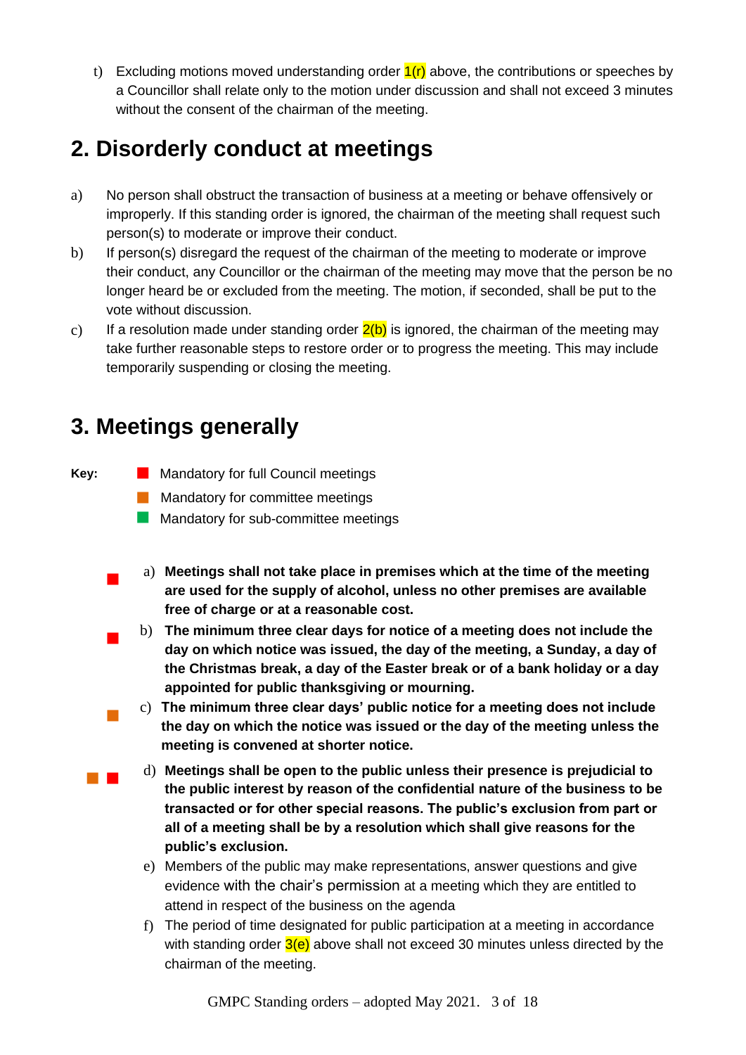t) Excluding motions moved understanding order 1(r) above, the contributions or speeches by a Councillor shall relate only to the motion under discussion and shall not exceed 3 minutes without the consent of the chairman of the meeting.

## 2. Disorderly conduct at meetings

a) No person shall obstruct the transaction of business at a meeting or behave offensively or improperly. If this standing order is ignored, the chairman of the meeting shall request such person(s) to moderate or improve their conduct.

b) If person(s) disregard the request of the chairman of the meeting to moderate or improve their conduct, any Councillor or the chairman of the meeting may move that the person be no longer heard be or excluded from the meeting. The motion, if seconded, shall be put to the vote without discussion.

c) If a resolution made under standing order 2(b) is ignored, the chairman of the meeting may take further reasonable steps to restore order or to progress the meeting. This may include temporarily suspending or closing the meeting.

## 3. Meetings generally

**Key:**

- ■ (red) Mandatory for full Council meetings
- ■ (orange) Mandatory for committee meetings
- ■ (green) Mandatory for sub-committee meetings

■ (red) a) **Meetings shall not take place in premises which at the time of the meeting are used for the supply of alcohol, unless no other premises are available free of charge or at a reasonable cost.**

■ (red) b) **The minimum three clear days for notice of a meeting does not include the day on which notice was issued, the day of the meeting, a Sunday, a day of the Christmas break, a day of the Easter break or of a bank holiday or a day appointed for public thanksgiving or mourning.**

■ (orange) c) **The minimum three clear days' public notice for a meeting does not include the day on which the notice was issued or the day of the meeting unless the meeting is convened at shorter notice.**

■ (orange) ■ (red) d) **Meetings shall be open to the public unless their presence is prejudicial to the public interest by reason of the confidential nature of the business to be transacted or for other special reasons. The public's exclusion from part or all of a meeting shall be by a resolution which shall give reasons for the public's exclusion.**

e) Members of the public may make representations, answer questions and give evidence with the chair's permission at a meeting which they are entitled to attend in respect of the business on the agenda

f) The period of time designated for public participation at a meeting in accordance with standing order 3(e) above shall not exceed 30 minutes unless directed by the chairman of the meeting.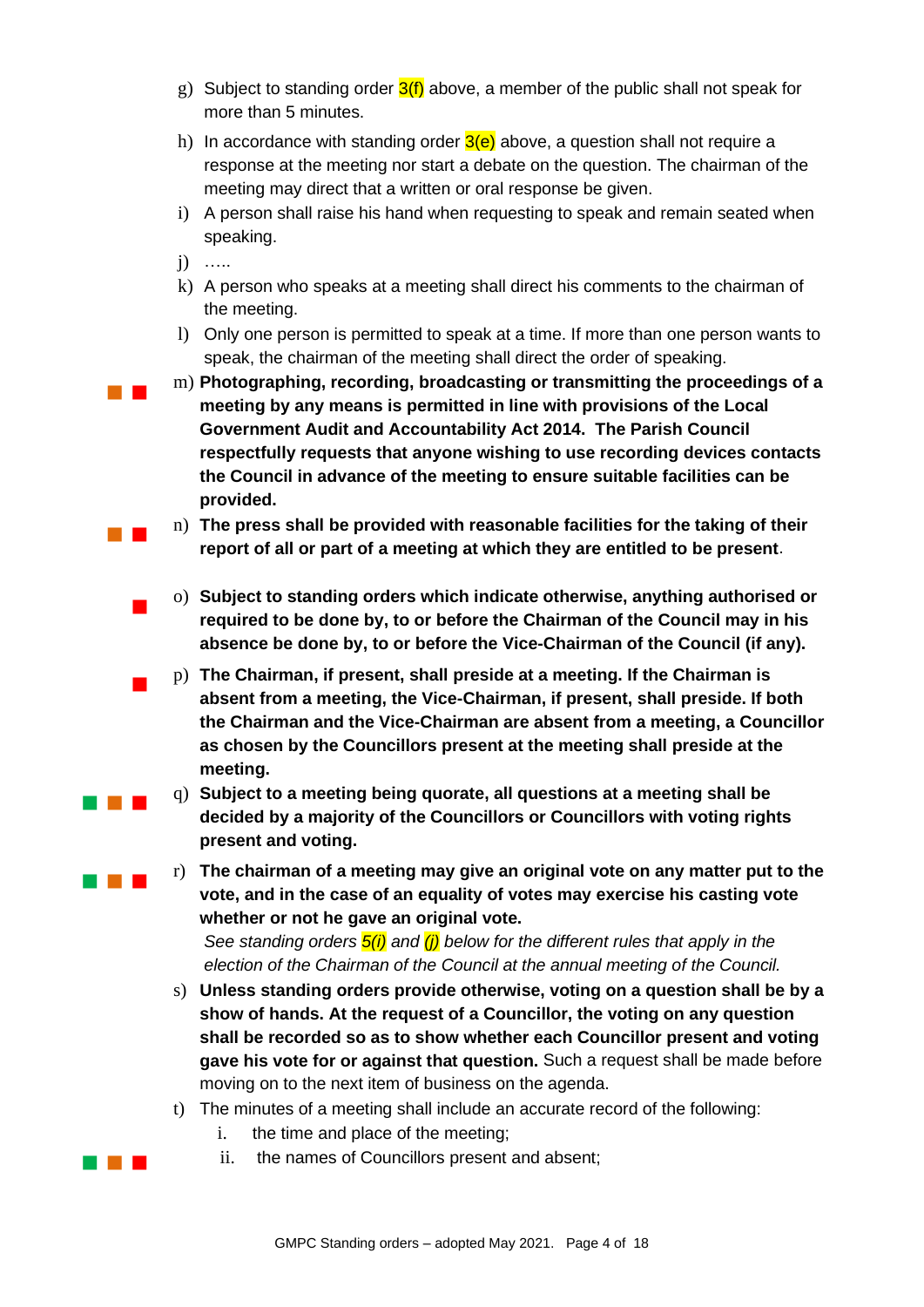g) Subject to standing order 3(f) above, a member of the public shall not speak for more than 5 minutes.

h) In accordance with standing order 3(e) above, a question shall not require a response at the meeting nor start a debate on the question. The chairman of the meeting may direct that a written or oral response be given.

i) A person shall raise his hand when requesting to speak and remain seated when speaking.

j) …..

k) A person who speaks at a meeting shall direct his comments to the chairman of the meeting.

l) Only one person is permitted to speak at a time. If more than one person wants to speak, the chairman of the meeting shall direct the order of speaking.

m) **Photographing, recording, broadcasting or transmitting the proceedings of a meeting by any means is permitted in line with provisions of the Local Government Audit and Accountability Act 2014. The Parish Council respectfully requests that anyone wishing to use recording devices contacts the Council in advance of the meeting to ensure suitable facilities can be provided.**

n) **The press shall be provided with reasonable facilities for the taking of their report of all or part of a meeting at which they are entitled to be present**.

o) **Subject to standing orders which indicate otherwise, anything authorised or required to be done by, to or before the Chairman of the Council may in his absence be done by, to or before the Vice-Chairman of the Council (if any).**

p) **The Chairman, if present, shall preside at a meeting. If the Chairman is absent from a meeting, the Vice-Chairman, if present, shall preside. If both the Chairman and the Vice-Chairman are absent from a meeting, a Councillor as chosen by the Councillors present at the meeting shall preside at the meeting.**

q) **Subject to a meeting being quorate, all questions at a meeting shall be decided by a majority of the Councillors or Councillors with voting rights present and voting.**

r) **The chairman of a meeting may give an original vote on any matter put to the vote, and in the case of an equality of votes may exercise his casting vote whether or not he gave an original vote.**
*See standing orders 5(i) and (j) below for the different rules that apply in the election of the Chairman of the Council at the annual meeting of the Council.*

s) **Unless standing orders provide otherwise, voting on a question shall be by a show of hands. At the request of a Councillor, the voting on any question shall be recorded so as to show whether each Councillor present and voting gave his vote for or against that question.** Such a request shall be made before moving on to the next item of business on the agenda.

t) The minutes of a meeting shall include an accurate record of the following:
   i. the time and place of the meeting;
   ii. the names of Councillors present and absent;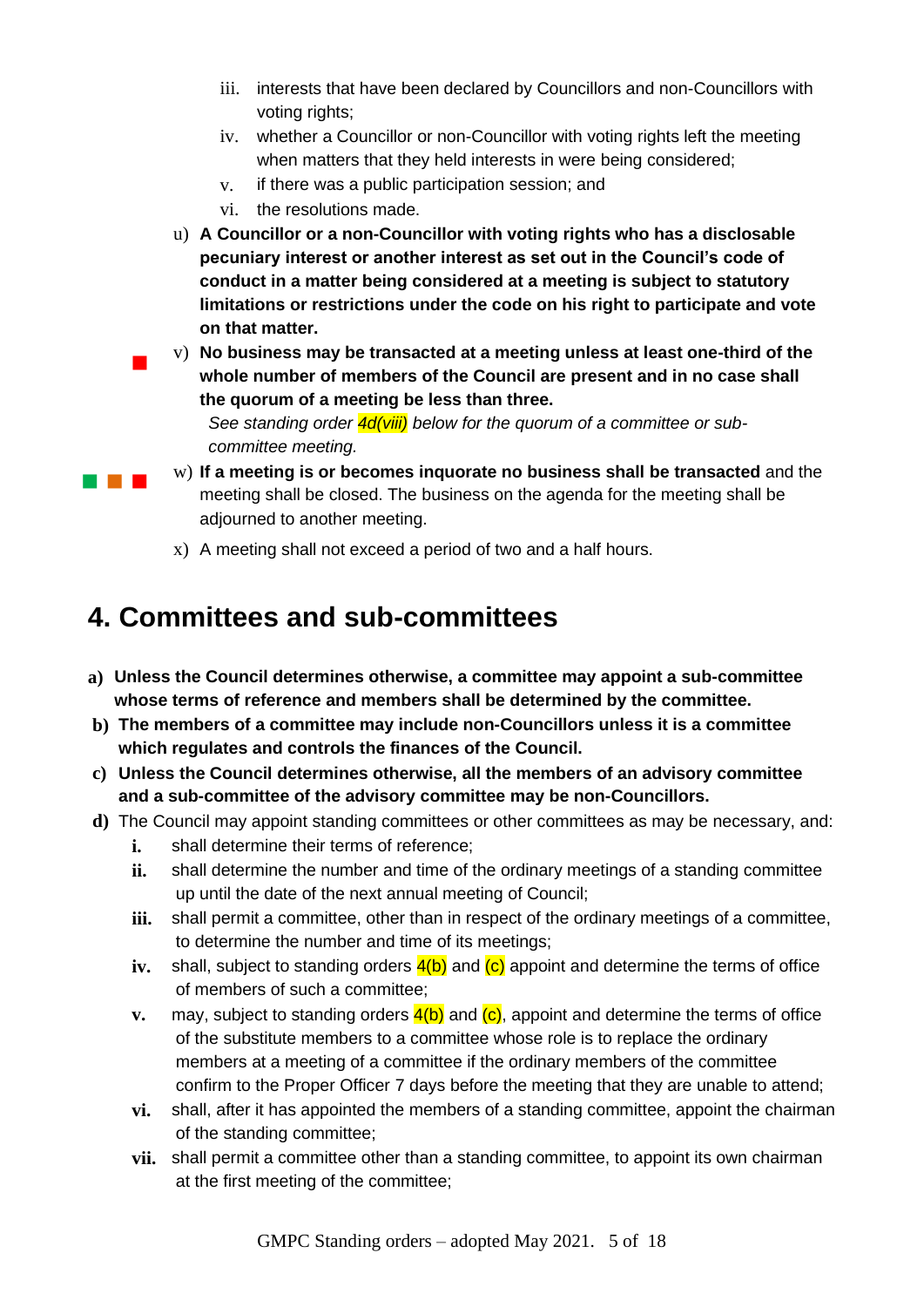iii. interests that have been declared by Councillors and non-Councillors with voting rights;
   iv. whether a Councillor or non-Councillor with voting rights left the meeting when matters that they held interests in were being considered;
   v. if there was a public participation session; and
   vi. the resolutions made.

u) **A Councillor or a non-Councillor with voting rights who has a disclosable pecuniary interest or another interest as set out in the Council's code of conduct in a matter being considered at a meeting is subject to statutory limitations or restrictions under the code on his right to participate and vote on that matter.**

v) **No business may be transacted at a meeting unless at least one-third of the whole number of members of the Council are present and in no case shall the quorum of a meeting be less than three.**
   *See standing order 4d(viii) below for the quorum of a committee or sub-committee meeting.*

w) **If a meeting is or becomes inquorate no business shall be transacted** and the meeting shall be closed. The business on the agenda for the meeting shall be adjourned to another meeting.

x) A meeting shall not exceed a period of two and a half hours.

# 4. Committees and sub-committees

a) **Unless the Council determines otherwise, a committee may appoint a sub-committee whose terms of reference and members shall be determined by the committee.**

b) **The members of a committee may include non-Councillors unless it is a committee which regulates and controls the finances of the Council.**

c) **Unless the Council determines otherwise, all the members of an advisory committee and a sub-committee of the advisory committee may be non-Councillors.**

d) The Council may appoint standing committees or other committees as may be necessary, and:
   i. shall determine their terms of reference;
   ii. shall determine the number and time of the ordinary meetings of a standing committee up until the date of the next annual meeting of Council;
   iii. shall permit a committee, other than in respect of the ordinary meetings of a committee, to determine the number and time of its meetings;
   iv. shall, subject to standing orders 4(b) and (c) appoint and determine the terms of office of members of such a committee;
   v. may, subject to standing orders 4(b) and (c), appoint and determine the terms of office of the substitute members to a committee whose role is to replace the ordinary members at a meeting of a committee if the ordinary members of the committee confirm to the Proper Officer 7 days before the meeting that they are unable to attend;
   vi. shall, after it has appointed the members of a standing committee, appoint the chairman of the standing committee;
   vii. shall permit a committee other than a standing committee, to appoint its own chairman at the first meeting of the committee;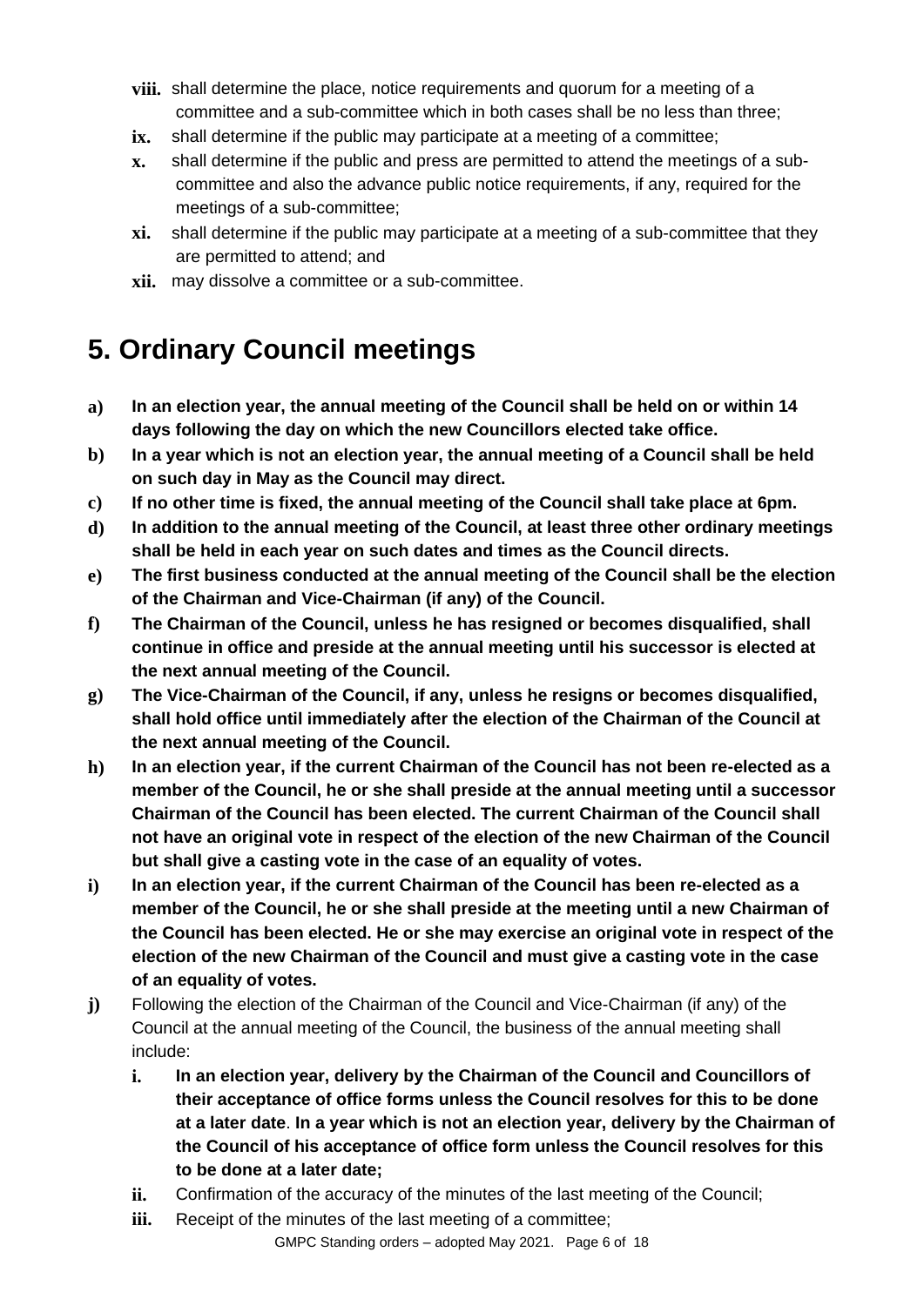- **viii.** shall determine the place, notice requirements and quorum for a meeting of a committee and a sub-committee which in both cases shall be no less than three;
- **ix.** shall determine if the public may participate at a meeting of a committee;
- **x.** shall determine if the public and press are permitted to attend the meetings of a sub-committee and also the advance public notice requirements, if any, required for the meetings of a sub-committee;
- **xi.** shall determine if the public may participate at a meeting of a sub-committee that they are permitted to attend; and
- **xii.** may dissolve a committee or a sub-committee.

# 5. Ordinary Council meetings

**a)** **In an election year, the annual meeting of the Council shall be held on or within 14 days following the day on which the new Councillors elected take office.**

**b)** **In a year which is not an election year, the annual meeting of a Council shall be held on such day in May as the Council may direct.**

**c)** **If no other time is fixed, the annual meeting of the Council shall take place at 6pm.**

**d)** **In addition to the annual meeting of the Council, at least three other ordinary meetings shall be held in each year on such dates and times as the Council directs.**

**e)** **The first business conducted at the annual meeting of the Council shall be the election of the Chairman and Vice-Chairman (if any) of the Council.**

**f)** **The Chairman of the Council, unless he has resigned or becomes disqualified, shall continue in office and preside at the annual meeting until his successor is elected at the next annual meeting of the Council.**

**g)** **The Vice-Chairman of the Council, if any, unless he resigns or becomes disqualified, shall hold office until immediately after the election of the Chairman of the Council at the next annual meeting of the Council.**

**h)** **In an election year, if the current Chairman of the Council has not been re-elected as a member of the Council, he or she shall preside at the annual meeting until a successor Chairman of the Council has been elected. The current Chairman of the Council shall not have an original vote in respect of the election of the new Chairman of the Council but shall give a casting vote in the case of an equality of votes.**

**i)** **In an election year, if the current Chairman of the Council has been re-elected as a member of the Council, he or she shall preside at the meeting until a new Chairman of the Council has been elected. He or she may exercise an original vote in respect of the election of the new Chairman of the Council and must give a casting vote in the case of an equality of votes.**

**j)** Following the election of the Chairman of the Council and Vice-Chairman (if any) of the Council at the annual meeting of the Council, the business of the annual meeting shall include:

- **i.** **In an election year, delivery by the Chairman of the Council and Councillors of their acceptance of office forms unless the Council resolves for this to be done at a later date**. **In a year which is not an election year, delivery by the Chairman of the Council of his acceptance of office form unless the Council resolves for this to be done at a later date;**
- **ii.** Confirmation of the accuracy of the minutes of the last meeting of the Council;
- **iii.** Receipt of the minutes of the last meeting of a committee;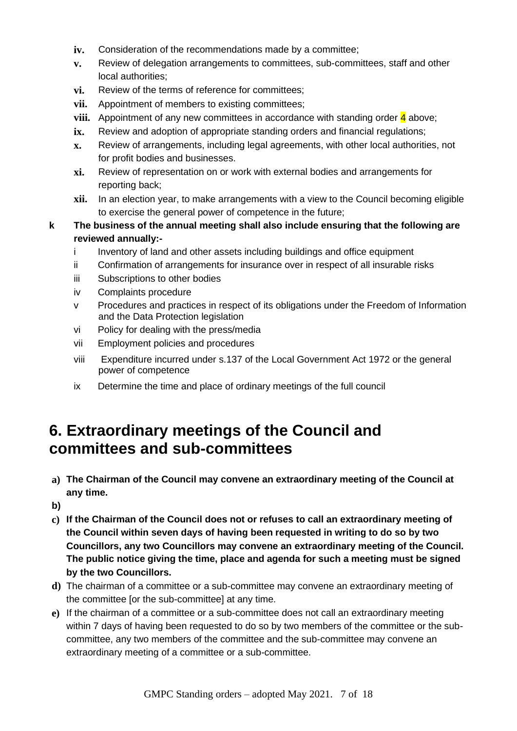- **iv.** Consideration of the recommendations made by a committee;
- **v.** Review of delegation arrangements to committees, sub-committees, staff and other local authorities;
- **vi.** Review of the terms of reference for committees;
- **vii.** Appointment of members to existing committees;
- **viii.** Appointment of any new committees in accordance with standing order 4 above;
- **ix.** Review and adoption of appropriate standing orders and financial regulations;
- **x.** Review of arrangements, including legal agreements, with other local authorities, not for profit bodies and businesses.
- **xi.** Review of representation on or work with external bodies and arrangements for reporting back;
- **xii.** In an election year, to make arrangements with a view to the Council becoming eligible to exercise the general power of competence in the future;

**k The business of the annual meeting shall also include ensuring that the following are reviewed annually:-**

- i Inventory of land and other assets including buildings and office equipment
- ii Confirmation of arrangements for insurance over in respect of all insurable risks
- iii Subscriptions to other bodies
- iv Complaints procedure
- v Procedures and practices in respect of its obligations under the Freedom of Information and the Data Protection legislation
- vi Policy for dealing with the press/media
- vii Employment policies and procedures
- viii Expenditure incurred under s.137 of the Local Government Act 1972 or the general power of competence
- ix Determine the time and place of ordinary meetings of the full council

# 6. Extraordinary meetings of the Council and committees and sub-committees

**a) The Chairman of the Council may convene an extraordinary meeting of the Council at any time.**

**b)**

**c) If the Chairman of the Council does not or refuses to call an extraordinary meeting of the Council within seven days of having been requested in writing to do so by two Councillors, any two Councillors may convene an extraordinary meeting of the Council. The public notice giving the time, place and agenda for such a meeting must be signed by the two Councillors.**

**d)** The chairman of a committee or a sub-committee may convene an extraordinary meeting of the committee [or the sub-committee] at any time.

**e)** If the chairman of a committee or a sub-committee does not call an extraordinary meeting within 7 days of having been requested to do so by two members of the committee or the sub-committee, any two members of the committee and the sub-committee may convene an extraordinary meeting of a committee or a sub-committee.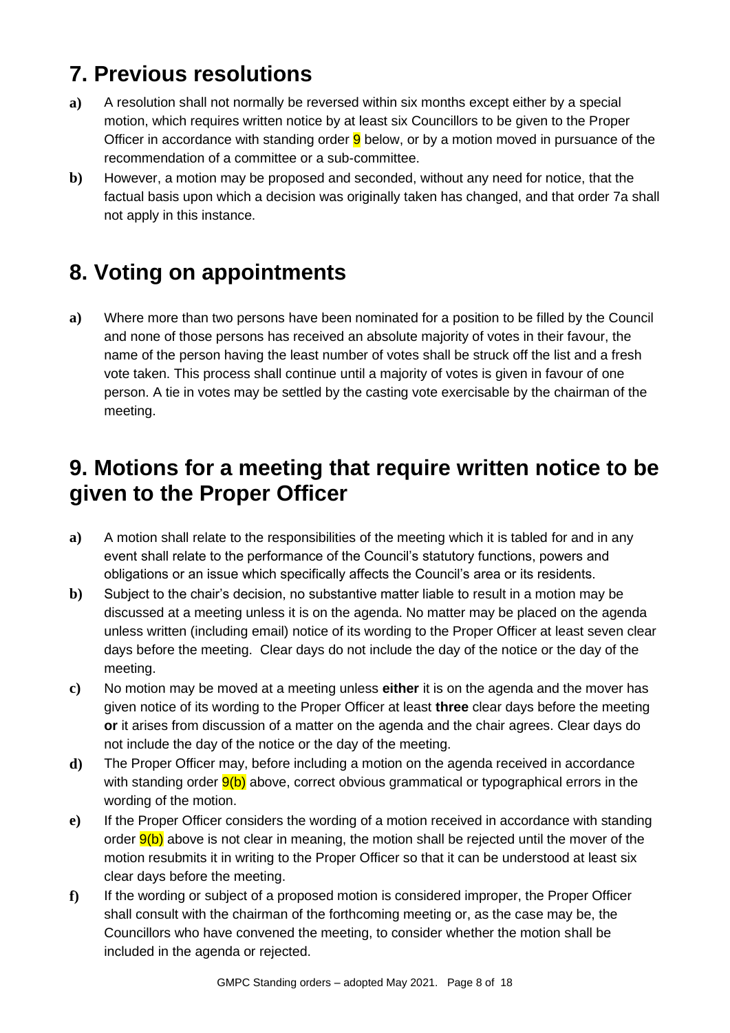## 7. Previous resolutions

**a)** A resolution shall not normally be reversed within six months except either by a special motion, which requires written notice by at least six Councillors to be given to the Proper Officer in accordance with standing order 9 below, or by a motion moved in pursuance of the recommendation of a committee or a sub-committee.

**b)** However, a motion may be proposed and seconded, without any need for notice, that the factual basis upon which a decision was originally taken has changed, and that order 7a shall not apply in this instance.

## 8. Voting on appointments

**a)** Where more than two persons have been nominated for a position to be filled by the Council and none of those persons has received an absolute majority of votes in their favour, the name of the person having the least number of votes shall be struck off the list and a fresh vote taken. This process shall continue until a majority of votes is given in favour of one person. A tie in votes may be settled by the casting vote exercisable by the chairman of the meeting.

## 9. Motions for a meeting that require written notice to be given to the Proper Officer

**a)** A motion shall relate to the responsibilities of the meeting which it is tabled for and in any event shall relate to the performance of the Council's statutory functions, powers and obligations or an issue which specifically affects the Council's area or its residents.

**b)** Subject to the chair's decision, no substantive matter liable to result in a motion may be discussed at a meeting unless it is on the agenda. No matter may be placed on the agenda unless written (including email) notice of its wording to the Proper Officer at least seven clear days before the meeting. Clear days do not include the day of the notice or the day of the meeting.

**c)** No motion may be moved at a meeting unless **either** it is on the agenda and the mover has given notice of its wording to the Proper Officer at least **three** clear days before the meeting **or** it arises from discussion of a matter on the agenda and the chair agrees. Clear days do not include the day of the notice or the day of the meeting.

**d)** The Proper Officer may, before including a motion on the agenda received in accordance with standing order 9(b) above, correct obvious grammatical or typographical errors in the wording of the motion.

**e)** If the Proper Officer considers the wording of a motion received in accordance with standing order 9(b) above is not clear in meaning, the motion shall be rejected until the mover of the motion resubmits it in writing to the Proper Officer so that it can be understood at least six clear days before the meeting.

**f)** If the wording or subject of a proposed motion is considered improper, the Proper Officer shall consult with the chairman of the forthcoming meeting or, as the case may be, the Councillors who have convened the meeting, to consider whether the motion shall be included in the agenda or rejected.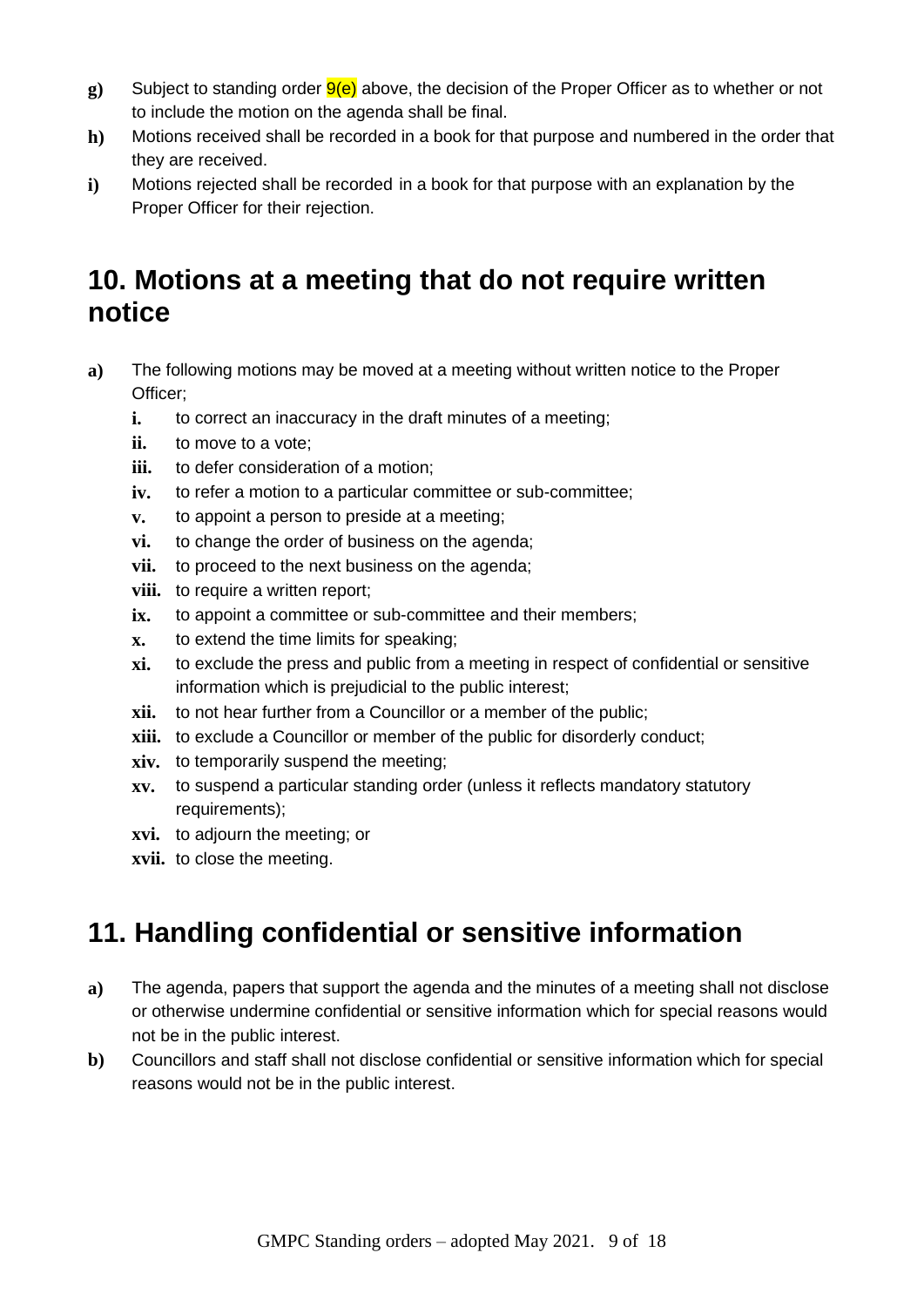- **g)** Subject to standing order 9(e) above, the decision of the Proper Officer as to whether or not to include the motion on the agenda shall be final.
- **h)** Motions received shall be recorded in a book for that purpose and numbered in the order that they are received.
- **i)** Motions rejected shall be recorded in a book for that purpose with an explanation by the Proper Officer for their rejection.

## 10. Motions at a meeting that do not require written notice

- **a)** The following motions may be moved at a meeting without written notice to the Proper Officer;
  - **i.** to correct an inaccuracy in the draft minutes of a meeting;
  - **ii.** to move to a vote;
  - **iii.** to defer consideration of a motion;
  - **iv.** to refer a motion to a particular committee or sub-committee;
  - **v.** to appoint a person to preside at a meeting;
  - **vi.** to change the order of business on the agenda;
  - **vii.** to proceed to the next business on the agenda;
  - **viii.** to require a written report;
  - **ix.** to appoint a committee or sub-committee and their members;
  - **x.** to extend the time limits for speaking;
  - **xi.** to exclude the press and public from a meeting in respect of confidential or sensitive information which is prejudicial to the public interest;
  - **xii.** to not hear further from a Councillor or a member of the public;
  - **xiii.** to exclude a Councillor or member of the public for disorderly conduct;
  - **xiv.** to temporarily suspend the meeting;
  - **xv.** to suspend a particular standing order (unless it reflects mandatory statutory requirements);
  - **xvi.** to adjourn the meeting; or
  - **xvii.** to close the meeting.

## 11. Handling confidential or sensitive information

- **a)** The agenda, papers that support the agenda and the minutes of a meeting shall not disclose or otherwise undermine confidential or sensitive information which for special reasons would not be in the public interest.
- **b)** Councillors and staff shall not disclose confidential or sensitive information which for special reasons would not be in the public interest.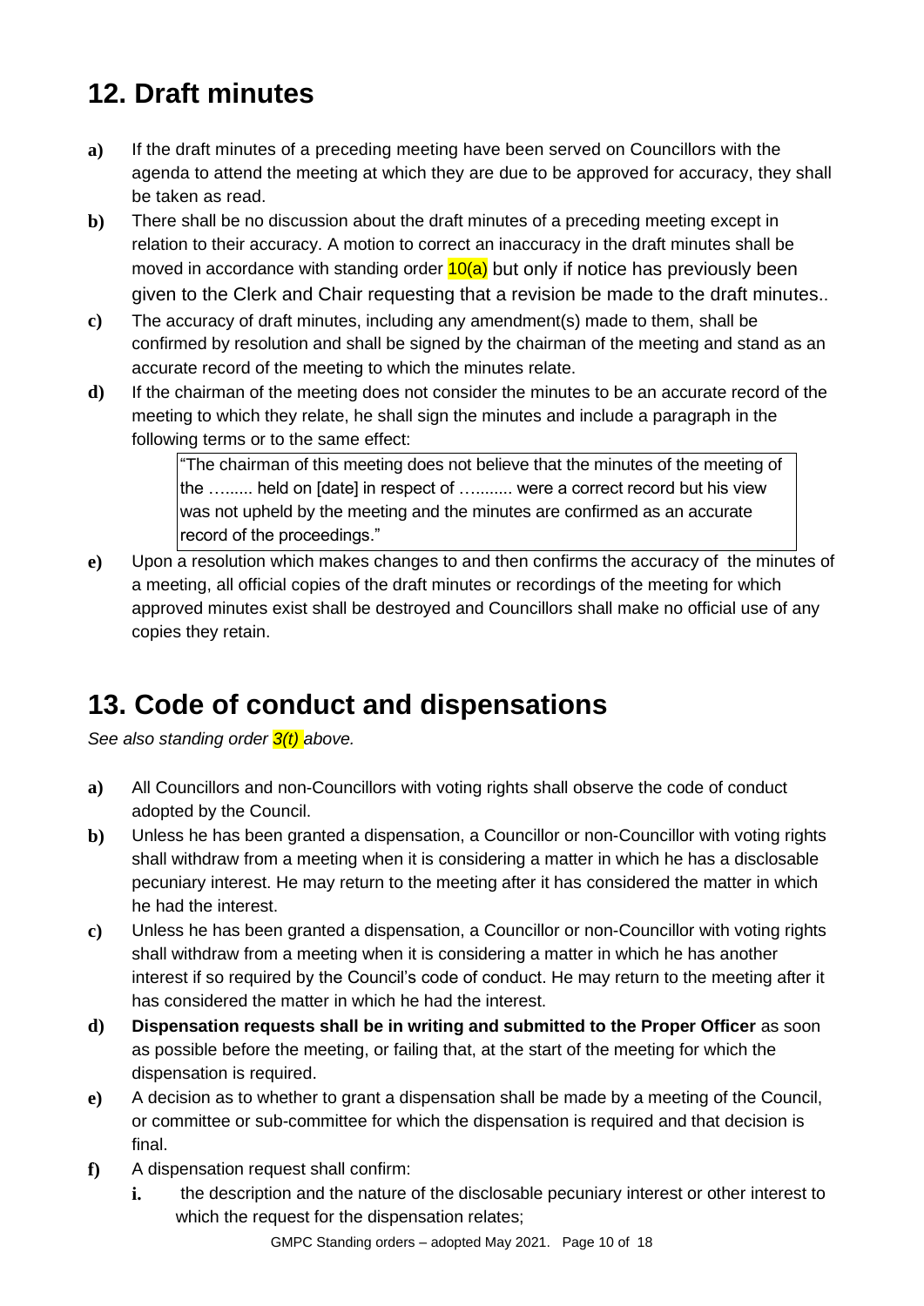## 12. Draft minutes

- **a)** If the draft minutes of a preceding meeting have been served on Councillors with the agenda to attend the meeting at which they are due to be approved for accuracy, they shall be taken as read.
- **b)** There shall be no discussion about the draft minutes of a preceding meeting except in relation to their accuracy. A motion to correct an inaccuracy in the draft minutes shall be moved in accordance with standing order 10(a) but only if notice has previously been given to the Clerk and Chair requesting that a revision be made to the draft minutes..
- **c)** The accuracy of draft minutes, including any amendment(s) made to them, shall be confirmed by resolution and shall be signed by the chairman of the meeting and stand as an accurate record of the meeting to which the minutes relate.
- **d)** If the chairman of the meeting does not consider the minutes to be an accurate record of the meeting to which they relate, he shall sign the minutes and include a paragraph in the following terms or to the same effect:

  > "The chairman of this meeting does not believe that the minutes of the meeting of the …...... held on [date] in respect of ……..... were a correct record but his view was not upheld by the meeting and the minutes are confirmed as an accurate record of the proceedings."

- **e)** Upon a resolution which makes changes to and then confirms the accuracy of the minutes of a meeting, all official copies of the draft minutes or recordings of the meeting for which approved minutes exist shall be destroyed and Councillors shall make no official use of any copies they retain.

## 13. Code of conduct and dispensations

*See also standing order 3(t) above.*

- **a)** All Councillors and non-Councillors with voting rights shall observe the code of conduct adopted by the Council.
- **b)** Unless he has been granted a dispensation, a Councillor or non-Councillor with voting rights shall withdraw from a meeting when it is considering a matter in which he has a disclosable pecuniary interest. He may return to the meeting after it has considered the matter in which he had the interest.
- **c)** Unless he has been granted a dispensation, a Councillor or non-Councillor with voting rights shall withdraw from a meeting when it is considering a matter in which he has another interest if so required by the Council's code of conduct. He may return to the meeting after it has considered the matter in which he had the interest.
- **d)** **Dispensation requests shall be in writing and submitted to the Proper Officer** as soon as possible before the meeting, or failing that, at the start of the meeting for which the dispensation is required.
- **e)** A decision as to whether to grant a dispensation shall be made by a meeting of the Council, or committee or sub-committee for which the dispensation is required and that decision is final.
- **f)** A dispensation request shall confirm:
  - **i.** the description and the nature of the disclosable pecuniary interest or other interest to which the request for the dispensation relates;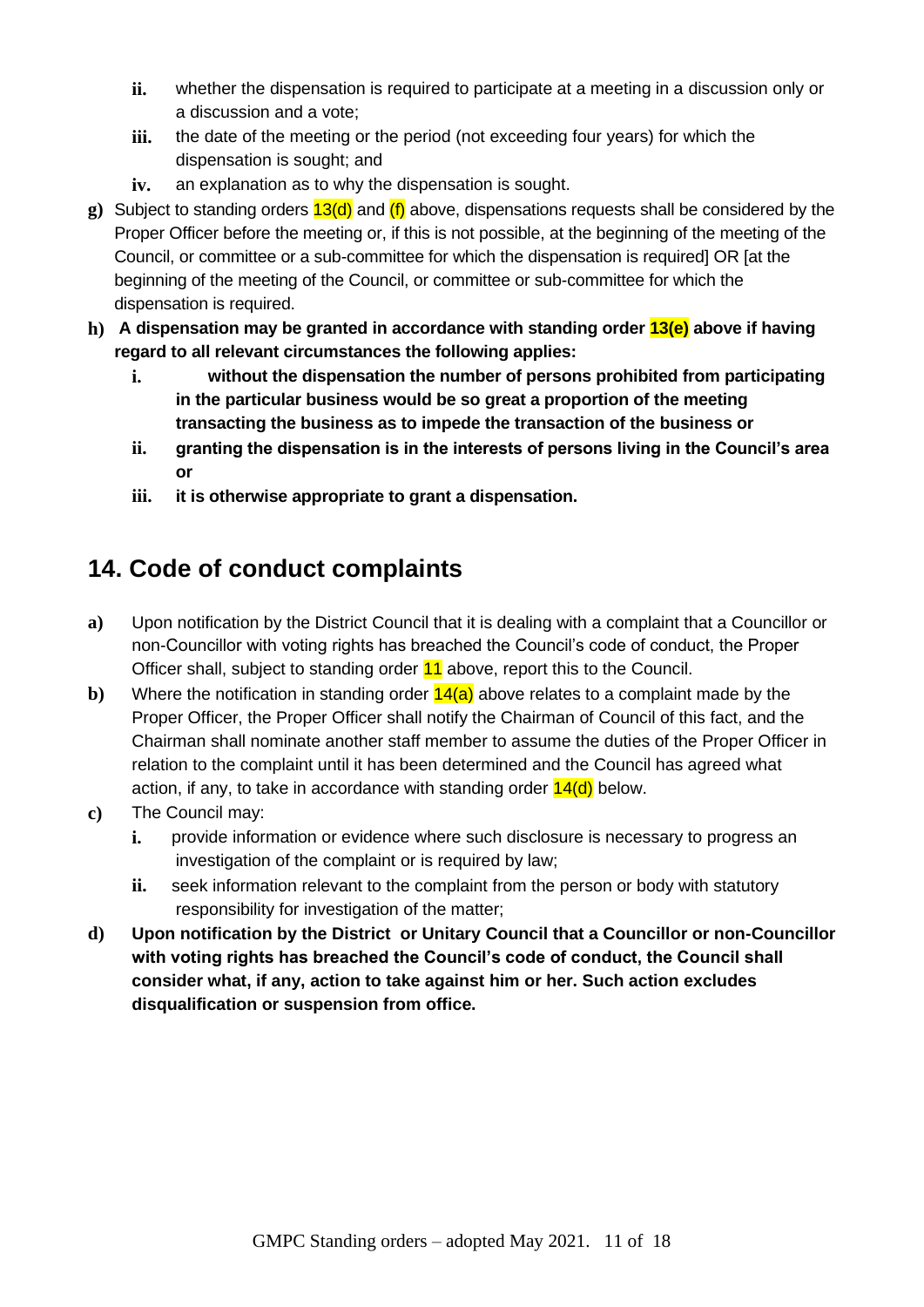ii. whether the dispensation is required to participate at a meeting in a discussion only or a discussion and a vote;
iii. the date of the meeting or the period (not exceeding four years) for which the dispensation is sought; and
iv. an explanation as to why the dispensation is sought.

g) Subject to standing orders 13(d) and (f) above, dispensations requests shall be considered by the Proper Officer before the meeting or, if this is not possible, at the beginning of the meeting of the Council, or committee or a sub-committee for which the dispensation is required] OR [at the beginning of the meeting of the Council, or committee or sub-committee for which the dispensation is required.

**h) A dispensation may be granted in accordance with standing order 13(e) above if having regard to all relevant circumstances the following applies:**

**i. without the dispensation the number of persons prohibited from participating in the particular business would be so great a proportion of the meeting transacting the business as to impede the transaction of the business or**

**ii. granting the dispensation is in the interests of persons living in the Council's area or**

**iii. it is otherwise appropriate to grant a dispensation.**

## 14. Code of conduct complaints

a) Upon notification by the District Council that it is dealing with a complaint that a Councillor or non-Councillor with voting rights has breached the Council's code of conduct, the Proper Officer shall, subject to standing order 11 above, report this to the Council.

b) Where the notification in standing order 14(a) above relates to a complaint made by the Proper Officer, the Proper Officer shall notify the Chairman of Council of this fact, and the Chairman shall nominate another staff member to assume the duties of the Proper Officer in relation to the complaint until it has been determined and the Council has agreed what action, if any, to take in accordance with standing order 14(d) below.

c) The Council may:

i. provide information or evidence where such disclosure is necessary to progress an investigation of the complaint or is required by law;

ii. seek information relevant to the complaint from the person or body with statutory responsibility for investigation of the matter;

**d) Upon notification by the District or Unitary Council that a Councillor or non-Councillor with voting rights has breached the Council's code of conduct, the Council shall consider what, if any, action to take against him or her. Such action excludes disqualification or suspension from office.**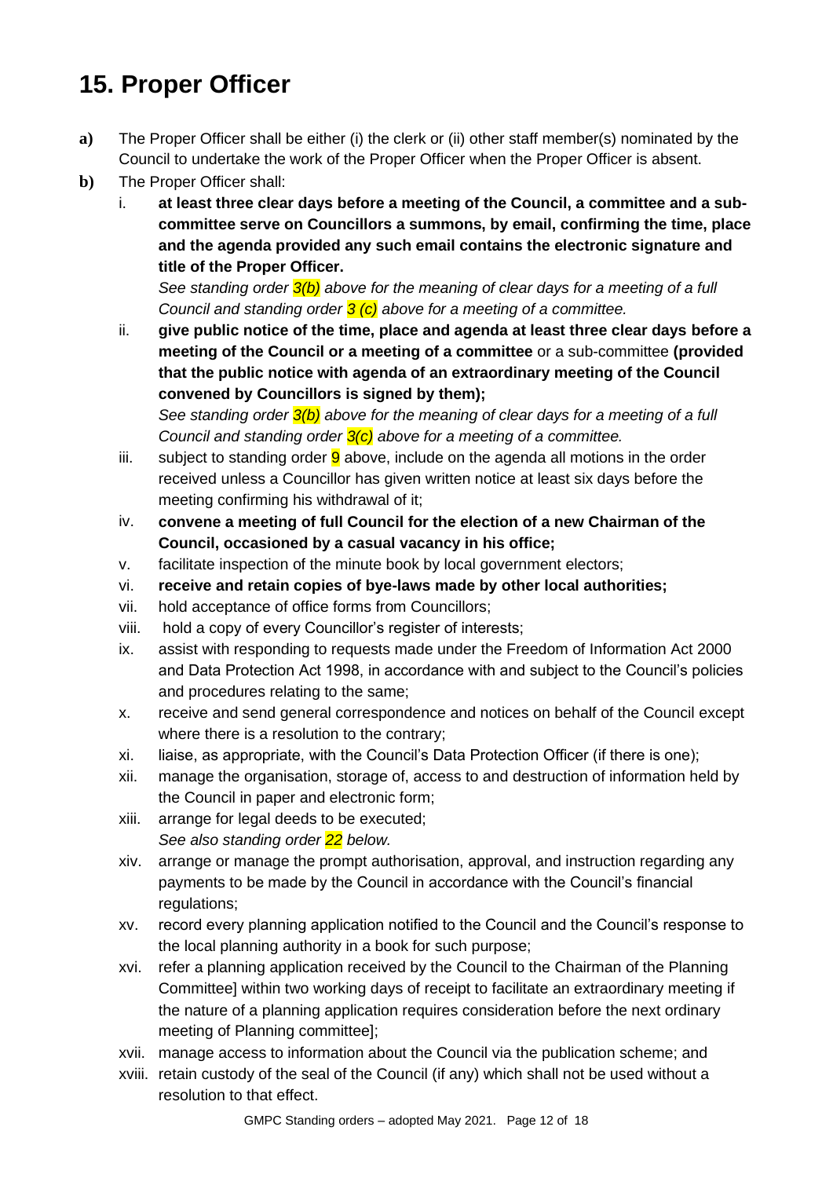# 15. Proper Officer

**a)** The Proper Officer shall be either (i) the clerk or (ii) other staff member(s) nominated by the Council to undertake the work of the Proper Officer when the Proper Officer is absent.

**b)** The Proper Officer shall:

i. **at least three clear days before a meeting of the Council, a committee and a sub-committee serve on Councillors a summons, by email, confirming the time, place and the agenda provided any such email contains the electronic signature and title of the Proper Officer.**
*See standing order 3(b) above for the meaning of clear days for a meeting of a full Council and standing order 3 (c) above for a meeting of a committee.*

ii. **give public notice of the time, place and agenda at least three clear days before a meeting of the Council or a meeting of a committee** or a sub-committee **(provided that the public notice with agenda of an extraordinary meeting of the Council convened by Councillors is signed by them);**
*See standing order 3(b) above for the meaning of clear days for a meeting of a full Council and standing order 3(c) above for a meeting of a committee.*

iii. subject to standing order 9 above, include on the agenda all motions in the order received unless a Councillor has given written notice at least six days before the meeting confirming his withdrawal of it;

iv. **convene a meeting of full Council for the election of a new Chairman of the Council, occasioned by a casual vacancy in his office;**

v. facilitate inspection of the minute book by local government electors;

vi. **receive and retain copies of bye-laws made by other local authorities;**

vii. hold acceptance of office forms from Councillors;

viii. hold a copy of every Councillor's register of interests;

ix. assist with responding to requests made under the Freedom of Information Act 2000 and Data Protection Act 1998, in accordance with and subject to the Council's policies and procedures relating to the same;

x. receive and send general correspondence and notices on behalf of the Council except where there is a resolution to the contrary;

xi. liaise, as appropriate, with the Council's Data Protection Officer (if there is one);

xii. manage the organisation, storage of, access to and destruction of information held by the Council in paper and electronic form;

xiii. arrange for legal deeds to be executed;
*See also standing order 22 below.*

xiv. arrange or manage the prompt authorisation, approval, and instruction regarding any payments to be made by the Council in accordance with the Council's financial regulations;

xv. record every planning application notified to the Council and the Council's response to the local planning authority in a book for such purpose;

xvi. refer a planning application received by the Council to the Chairman of the Planning Committee] within two working days of receipt to facilitate an extraordinary meeting if the nature of a planning application requires consideration before the next ordinary meeting of Planning committee];

xvii. manage access to information about the Council via the publication scheme; and

xviii. retain custody of the seal of the Council (if any) which shall not be used without a resolution to that effect.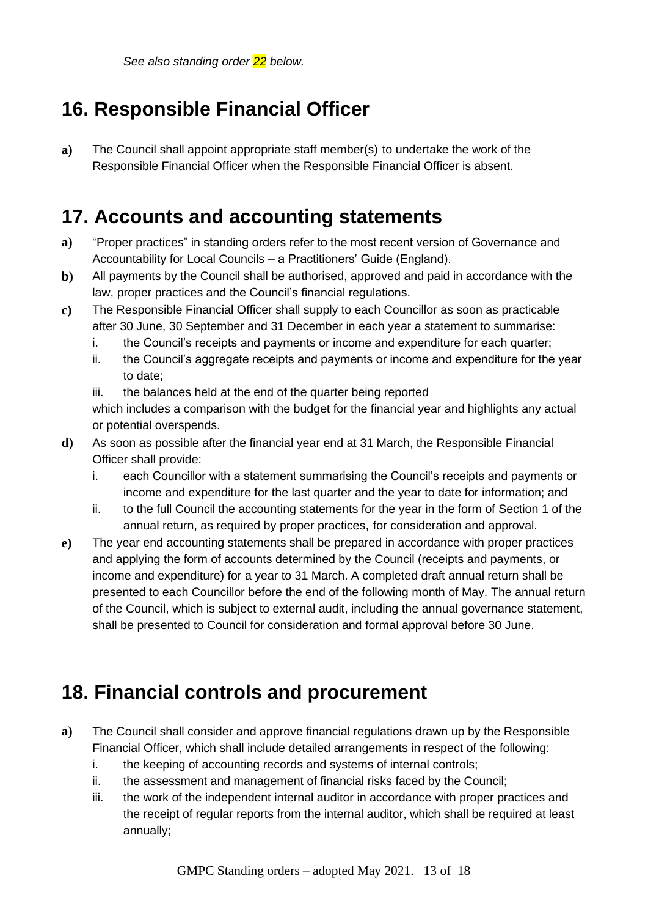*See also standing order 22 below.*

## 16. Responsible Financial Officer

**a)** The Council shall appoint appropriate staff member(s) to undertake the work of the Responsible Financial Officer when the Responsible Financial Officer is absent.

## 17. Accounts and accounting statements

**a)** "Proper practices" in standing orders refer to the most recent version of Governance and Accountability for Local Councils – a Practitioners' Guide (England).

**b)** All payments by the Council shall be authorised, approved and paid in accordance with the law, proper practices and the Council's financial regulations.

**c)** The Responsible Financial Officer shall supply to each Councillor as soon as practicable after 30 June, 30 September and 31 December in each year a statement to summarise:

i. the Council's receipts and payments or income and expenditure for each quarter;
ii. the Council's aggregate receipts and payments or income and expenditure for the year to date;
iii. the balances held at the end of the quarter being reported

which includes a comparison with the budget for the financial year and highlights any actual or potential overspends.

**d)** As soon as possible after the financial year end at 31 March, the Responsible Financial Officer shall provide:

i. each Councillor with a statement summarising the Council's receipts and payments or income and expenditure for the last quarter and the year to date for information; and
ii. to the full Council the accounting statements for the year in the form of Section 1 of the annual return, as required by proper practices, for consideration and approval.

**e)** The year end accounting statements shall be prepared in accordance with proper practices and applying the form of accounts determined by the Council (receipts and payments, or income and expenditure) for a year to 31 March. A completed draft annual return shall be presented to each Councillor before the end of the following month of May. The annual return of the Council, which is subject to external audit, including the annual governance statement, shall be presented to Council for consideration and formal approval before 30 June.

## 18. Financial controls and procurement

**a)** The Council shall consider and approve financial regulations drawn up by the Responsible Financial Officer, which shall include detailed arrangements in respect of the following:

i. the keeping of accounting records and systems of internal controls;
ii. the assessment and management of financial risks faced by the Council;
iii. the work of the independent internal auditor in accordance with proper practices and the receipt of regular reports from the internal auditor, which shall be required at least annually;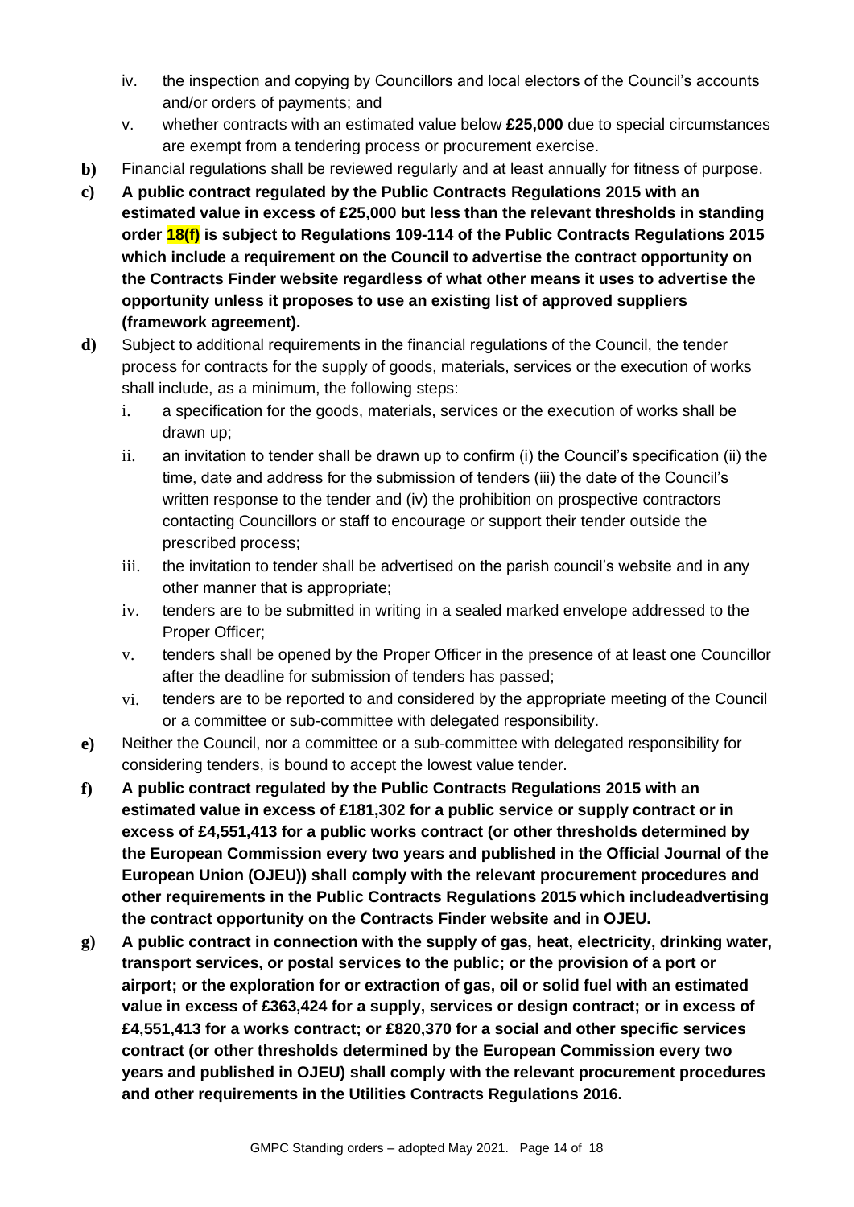iv. the inspection and copying by Councillors and local electors of the Council's accounts and/or orders of payments; and

v. whether contracts with an estimated value below **£25,000** due to special circumstances are exempt from a tendering process or procurement exercise.

**b)** Financial regulations shall be reviewed regularly and at least annually for fitness of purpose.

**c)** **A public contract regulated by the Public Contracts Regulations 2015 with an estimated value in excess of £25,000 but less than the relevant thresholds in standing order 18(f) is subject to Regulations 109-114 of the Public Contracts Regulations 2015 which include a requirement on the Council to advertise the contract opportunity on the Contracts Finder website regardless of what other means it uses to advertise the opportunity unless it proposes to use an existing list of approved suppliers (framework agreement).**

**d)** Subject to additional requirements in the financial regulations of the Council, the tender process for contracts for the supply of goods, materials, services or the execution of works shall include, as a minimum, the following steps:

i. a specification for the goods, materials, services or the execution of works shall be drawn up;

ii. an invitation to tender shall be drawn up to confirm (i) the Council's specification (ii) the time, date and address for the submission of tenders (iii) the date of the Council's written response to the tender and (iv) the prohibition on prospective contractors contacting Councillors or staff to encourage or support their tender outside the prescribed process;

iii. the invitation to tender shall be advertised on the parish council's website and in any other manner that is appropriate;

iv. tenders are to be submitted in writing in a sealed marked envelope addressed to the Proper Officer;

v. tenders shall be opened by the Proper Officer in the presence of at least one Councillor after the deadline for submission of tenders has passed;

vi. tenders are to be reported to and considered by the appropriate meeting of the Council or a committee or sub-committee with delegated responsibility.

**e)** Neither the Council, nor a committee or a sub-committee with delegated responsibility for considering tenders, is bound to accept the lowest value tender.

**f)** **A public contract regulated by the Public Contracts Regulations 2015 with an estimated value in excess of £181,302 for a public service or supply contract or in excess of £4,551,413 for a public works contract (or other thresholds determined by the European Commission every two years and published in the Official Journal of the European Union (OJEU)) shall comply with the relevant procurement procedures and other requirements in the Public Contracts Regulations 2015 which includeadvertising the contract opportunity on the Contracts Finder website and in OJEU.**

**g)** **A public contract in connection with the supply of gas, heat, electricity, drinking water, transport services, or postal services to the public; or the provision of a port or airport; or the exploration for or extraction of gas, oil or solid fuel with an estimated value in excess of £363,424 for a supply, services or design contract; or in excess of £4,551,413 for a works contract; or £820,370 for a social and other specific services contract (or other thresholds determined by the European Commission every two years and published in OJEU) shall comply with the relevant procurement procedures and other requirements in the Utilities Contracts Regulations 2016.**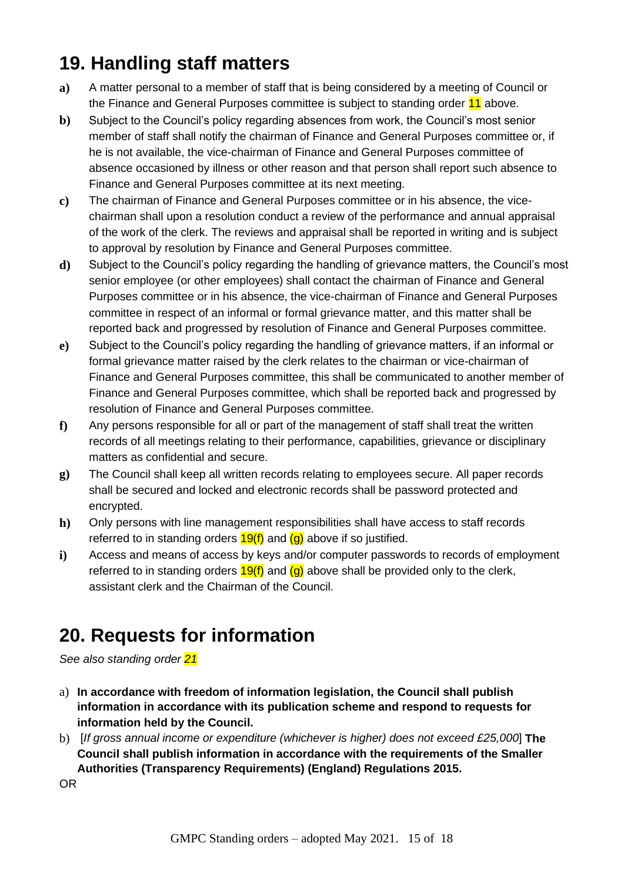# 19. Handling staff matters

a) A matter personal to a member of staff that is being considered by a meeting of Council or the Finance and General Purposes committee is subject to standing order 11 above.

b) Subject to the Council's policy regarding absences from work, the Council's most senior member of staff shall notify the chairman of Finance and General Purposes committee or, if he is not available, the vice-chairman of Finance and General Purposes committee of absence occasioned by illness or other reason and that person shall report such absence to Finance and General Purposes committee at its next meeting.

c) The chairman of Finance and General Purposes committee or in his absence, the vice-chairman shall upon a resolution conduct a review of the performance and annual appraisal of the work of the clerk. The reviews and appraisal shall be reported in writing and is subject to approval by resolution by Finance and General Purposes committee.

d) Subject to the Council's policy regarding the handling of grievance matters, the Council's most senior employee (or other employees) shall contact the chairman of Finance and General Purposes committee or in his absence, the vice-chairman of Finance and General Purposes committee in respect of an informal or formal grievance matter, and this matter shall be reported back and progressed by resolution of Finance and General Purposes committee.

e) Subject to the Council's policy regarding the handling of grievance matters, if an informal or formal grievance matter raised by the clerk relates to the chairman or vice-chairman of Finance and General Purposes committee, this shall be communicated to another member of Finance and General Purposes committee, which shall be reported back and progressed by resolution of Finance and General Purposes committee.

f) Any persons responsible for all or part of the management of staff shall treat the written records of all meetings relating to their performance, capabilities, grievance or disciplinary matters as confidential and secure.

g) The Council shall keep all written records relating to employees secure. All paper records shall be secured and locked and electronic records shall be password protected and encrypted.

h) Only persons with line management responsibilities shall have access to staff records referred to in standing orders 19(f) and (g) above if so justified.

i) Access and means of access by keys and/or computer passwords to records of employment referred to in standing orders 19(f) and (g) above shall be provided only to the clerk, assistant clerk and the Chairman of the Council.

# 20. Requests for information

*See also standing order 21*

a) **In accordance with freedom of information legislation, the Council shall publish information in accordance with its publication scheme and respond to requests for information held by the Council.**

b) [*If gross annual income or expenditure (whichever is higher) does not exceed £25,000*] **The Council shall publish information in accordance with the requirements of the Smaller Authorities (Transparency Requirements) (England) Regulations 2015.**

OR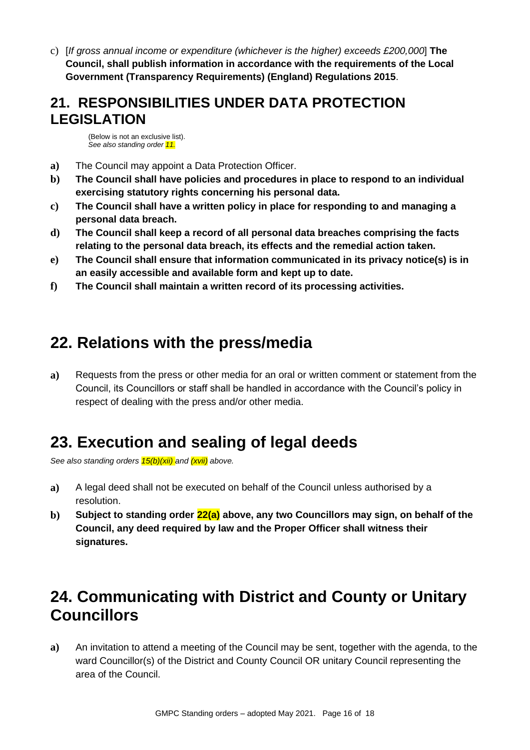c) [*If gross annual income or expenditure (whichever is the higher) exceeds £200,000*] **The Council, shall publish information in accordance with the requirements of the Local Government (Transparency Requirements) (England) Regulations 2015**.

## 21. RESPONSIBILITIES UNDER DATA PROTECTION LEGISLATION

(Below is not an exclusive list).
*See also standing order 11.*

- **a)** The Council may appoint a Data Protection Officer.
- **b)** **The Council shall have policies and procedures in place to respond to an individual exercising statutory rights concerning his personal data.**
- **c)** **The Council shall have a written policy in place for responding to and managing a personal data breach.**
- **d)** **The Council shall keep a record of all personal data breaches comprising the facts relating to the personal data breach, its effects and the remedial action taken.**
- **e)** **The Council shall ensure that information communicated in its privacy notice(s) is in an easily accessible and available form and kept up to date.**
- **f)** **The Council shall maintain a written record of its processing activities.**

## 22. Relations with the press/media

- **a)** Requests from the press or other media for an oral or written comment or statement from the Council, its Councillors or staff shall be handled in accordance with the Council's policy in respect of dealing with the press and/or other media.

## 23. Execution and sealing of legal deeds

*See also standing orders 15(b)(xii) and (xvii) above.*

- **a)** A legal deed shall not be executed on behalf of the Council unless authorised by a resolution.
- **b)** **Subject to standing order 22(a) above, any two Councillors may sign, on behalf of the Council, any deed required by law and the Proper Officer shall witness their signatures.**

## 24. Communicating with District and County or Unitary Councillors

- **a)** An invitation to attend a meeting of the Council may be sent, together with the agenda, to the ward Councillor(s) of the District and County Council OR unitary Council representing the area of the Council.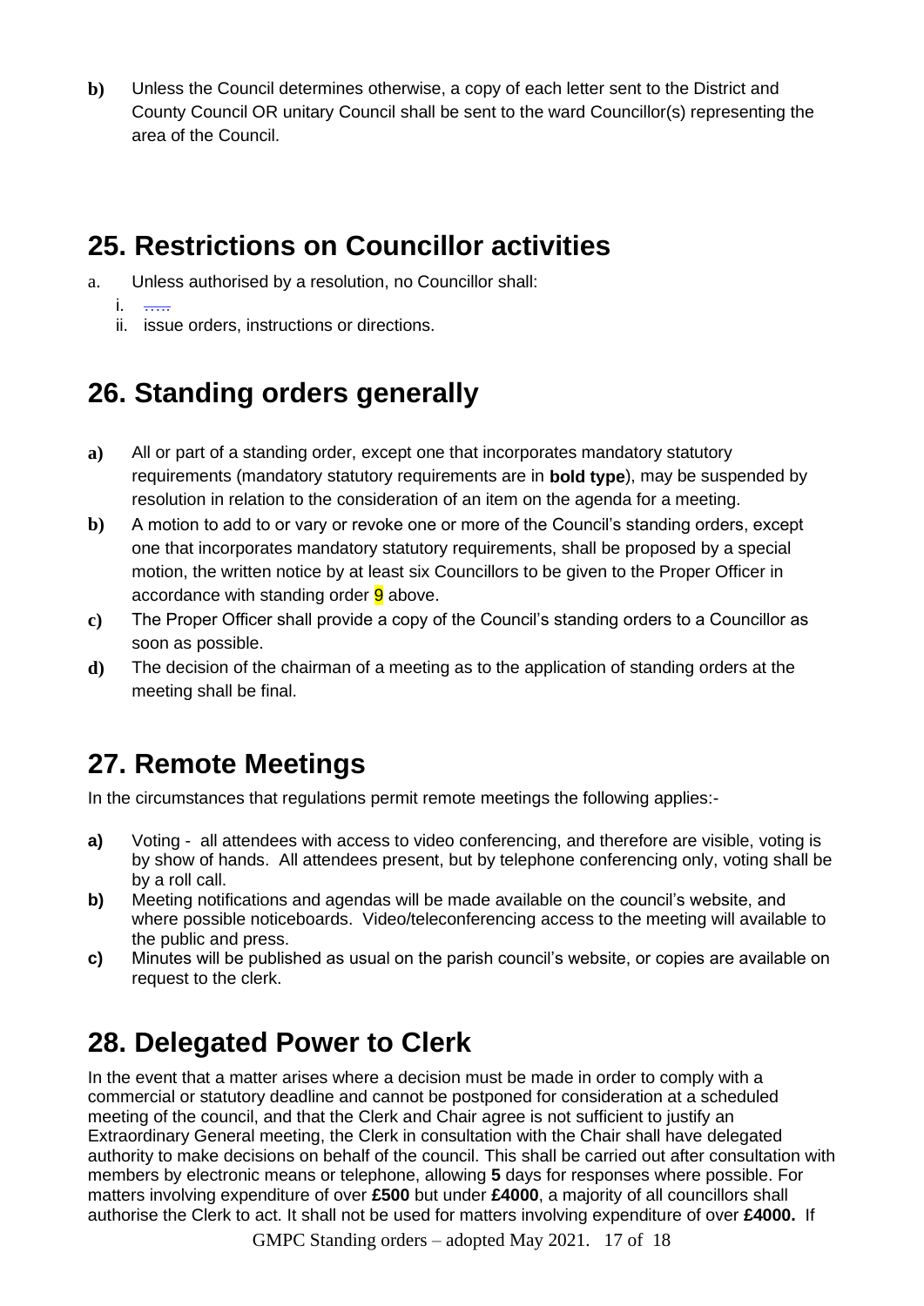**b)** Unless the Council determines otherwise, a copy of each letter sent to the District and County Council OR unitary Council shall be sent to the ward Councillor(s) representing the area of the Council.

## 25. Restrictions on Councillor activities

a. Unless authorised by a resolution, no Councillor shall:

   i. .....

   ii. issue orders, instructions or directions.

## 26. Standing orders generally

**a)** All or part of a standing order, except one that incorporates mandatory statutory requirements (mandatory statutory requirements are in **bold type**), may be suspended by resolution in relation to the consideration of an item on the agenda for a meeting.

**b)** A motion to add to or vary or revoke one or more of the Council's standing orders, except one that incorporates mandatory statutory requirements, shall be proposed by a special motion, the written notice by at least six Councillors to be given to the Proper Officer in accordance with standing order 9 above.

**c)** The Proper Officer shall provide a copy of the Council's standing orders to a Councillor as soon as possible.

**d)** The decision of the chairman of a meeting as to the application of standing orders at the meeting shall be final.

## 27. Remote Meetings

In the circumstances that regulations permit remote meetings the following applies:-

**a)** Voting - all attendees with access to video conferencing, and therefore are visible, voting is by show of hands. All attendees present, but by telephone conferencing only, voting shall be by a roll call.

**b)** Meeting notifications and agendas will be made available on the council's website, and where possible noticeboards. Video/teleconferencing access to the meeting will available to the public and press.

**c)** Minutes will be published as usual on the parish council's website, or copies are available on request to the clerk.

## 28. Delegated Power to Clerk

In the event that a matter arises where a decision must be made in order to comply with a commercial or statutory deadline and cannot be postponed for consideration at a scheduled meeting of the council, and that the Clerk and Chair agree is not sufficient to justify an Extraordinary General meeting, the Clerk in consultation with the Chair shall have delegated authority to make decisions on behalf of the council. This shall be carried out after consultation with members by electronic means or telephone, allowing **5** days for responses where possible. For matters involving expenditure of over **£500** but under **£4000**, a majority of all councillors shall authorise the Clerk to act. It shall not be used for matters involving expenditure of over **£4000.** If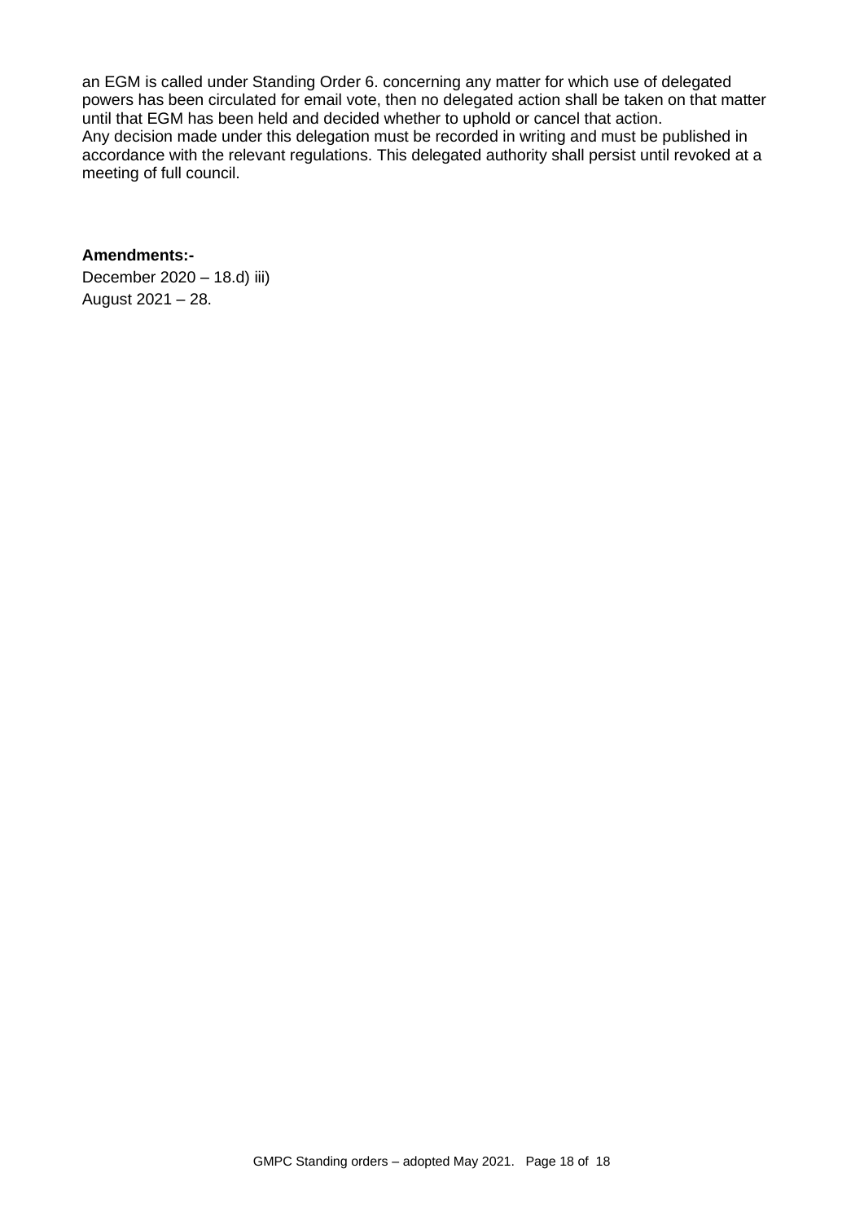an EGM is called under Standing Order 6. concerning any matter for which use of delegated powers has been circulated for email vote, then no delegated action shall be taken on that matter until that EGM has been held and decided whether to uphold or cancel that action.
Any decision made under this delegation must be recorded in writing and must be published in accordance with the relevant regulations. This delegated authority shall persist until revoked at a meeting of full council.

**Amendments:-**

December 2020 – 18.d) iii)
August 2021 – 28.